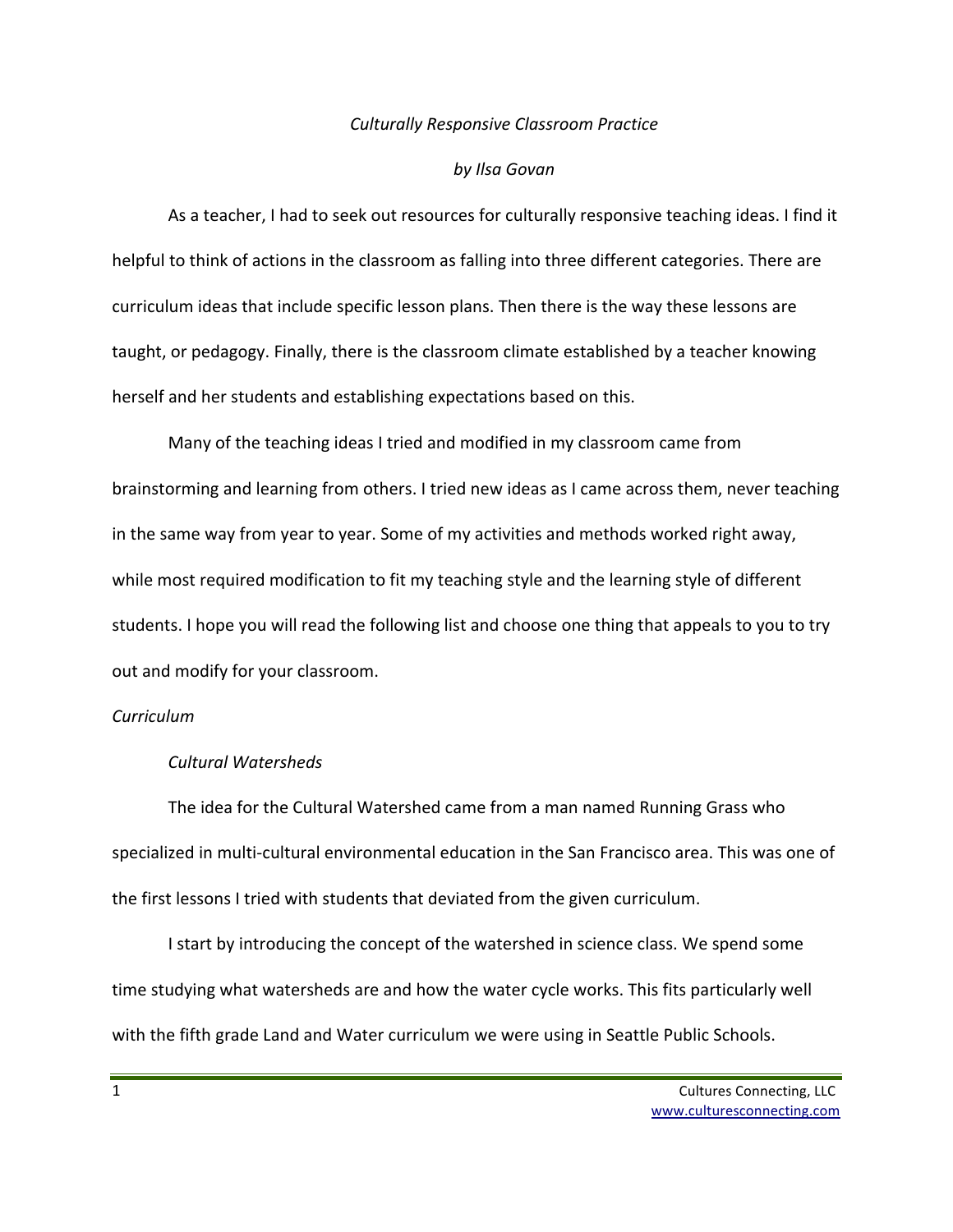# *Culturally Responsive Classroom Practice*

*by Ilsa Govan*

As a teacher, I had to seek out resources for culturally responsive teaching ideas. I find it helpful to think of actions in the classroom as falling into three different categories. There are curriculum ideas that include specific lesson plans. Then there is the way these lessons are taught, or pedagogy. Finally, there is the classroom climate established by a teacher knowing herself and her students and establishing expectations based on this.

Many of the teaching ideas I tried and modified in my classroom came from brainstorming and learning from others. I tried new ideas as I came across them, never teaching in the same way from year to year. Some of my activities and methods worked right away, while most required modification to fit my teaching style and the learning style of different students. I hope you will read the following list and choose one thing that appeals to you to try out and modify for your classroom.

## *Curriculum*

### *Cultural Watersheds*

The idea for the Cultural Watershed came from a man named Running Grass who specialized in multi-cultural environmental education in the San Francisco area. This was one of the first lessons I tried with students that deviated from the given curriculum.

I start by introducing the concept of the watershed in science class. We spend some time studying what watersheds are and how the water cycle works. This fits particularly well with the fifth grade Land and Water curriculum we were using in Seattle Public Schools.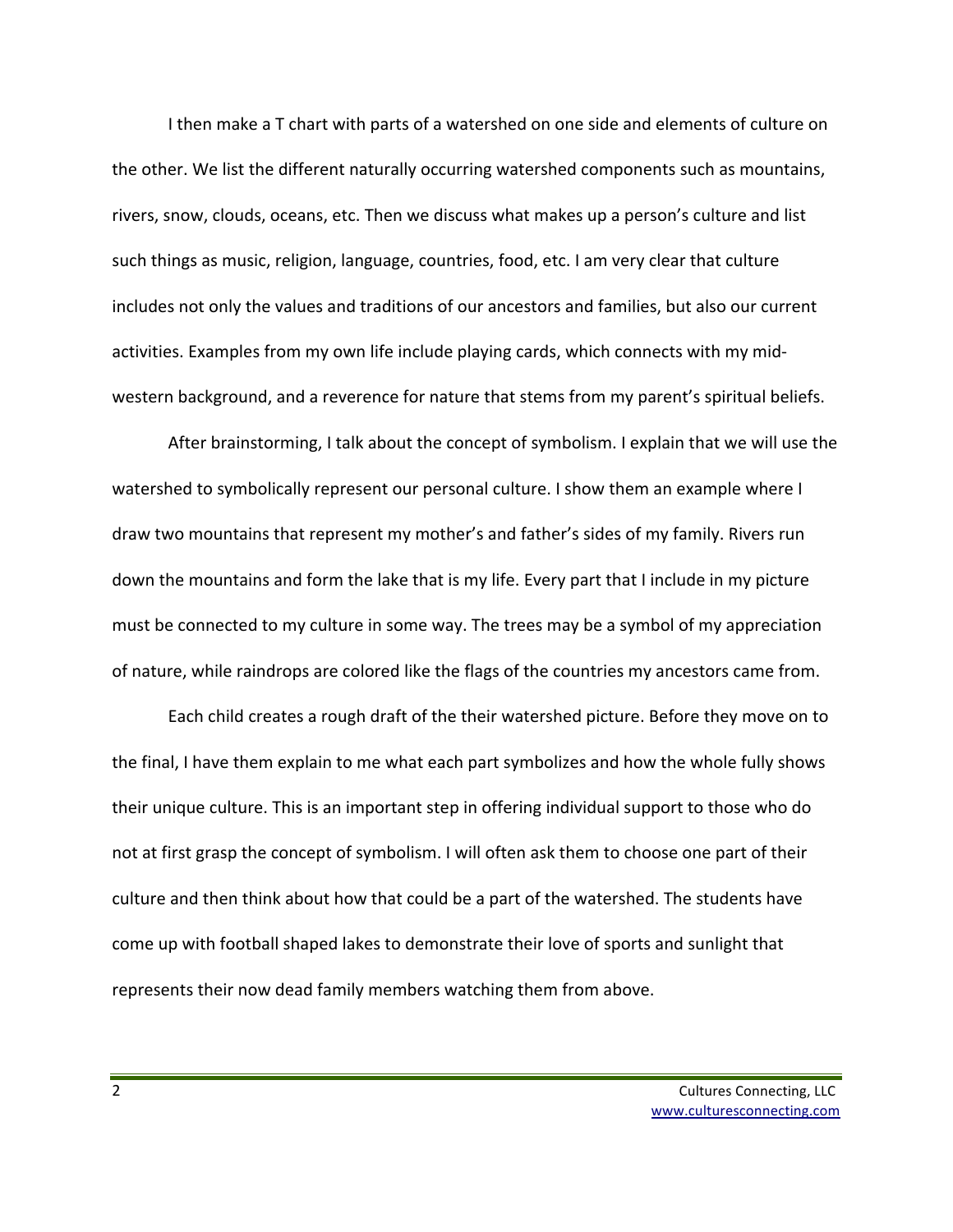I then make a T chart with parts of a watershed on one side and elements of culture on the other. We list the different naturally occurring watershed components such as mountains, rivers, snow, clouds, oceans, etc. Then we discuss what makes up a person's culture and list such things as music, religion, language, countries, food, etc. I am very clear that culture includes not only the values and traditions of our ancestors and families, but also our current activities. Examples from my own life include playing cards, which connects with my mid-western background, and a reverence for nature that stems from my parent's spiritual beliefs.

After brainstorming, I talk about the concept of symbolism. I explain that we will use the watershed to symbolically represent our personal culture. I show them an example where I draw two mountains that represent my mother's and father's sides of my family. Rivers run down the mountains and form the lake that is my life. Every part that I include in my picture must be connected to my culture in some way. The trees may be a symbol of my appreciation of nature, while raindrops are colored like the flags of the countries my ancestors came from.

Each child creates a rough draft of the their watershed picture. Before they move on to the final, I have them explain to me what each part symbolizes and how the whole fully shows their unique culture. This is an important step in offering individual support to those who do not at first grasp the concept of symbolism. I will often ask them to choose one part of their culture and then think about how that could be a part of the watershed. The students have come up with football shaped lakes to demonstrate their love of sports and sunlight that represents their now dead family members watching them from above.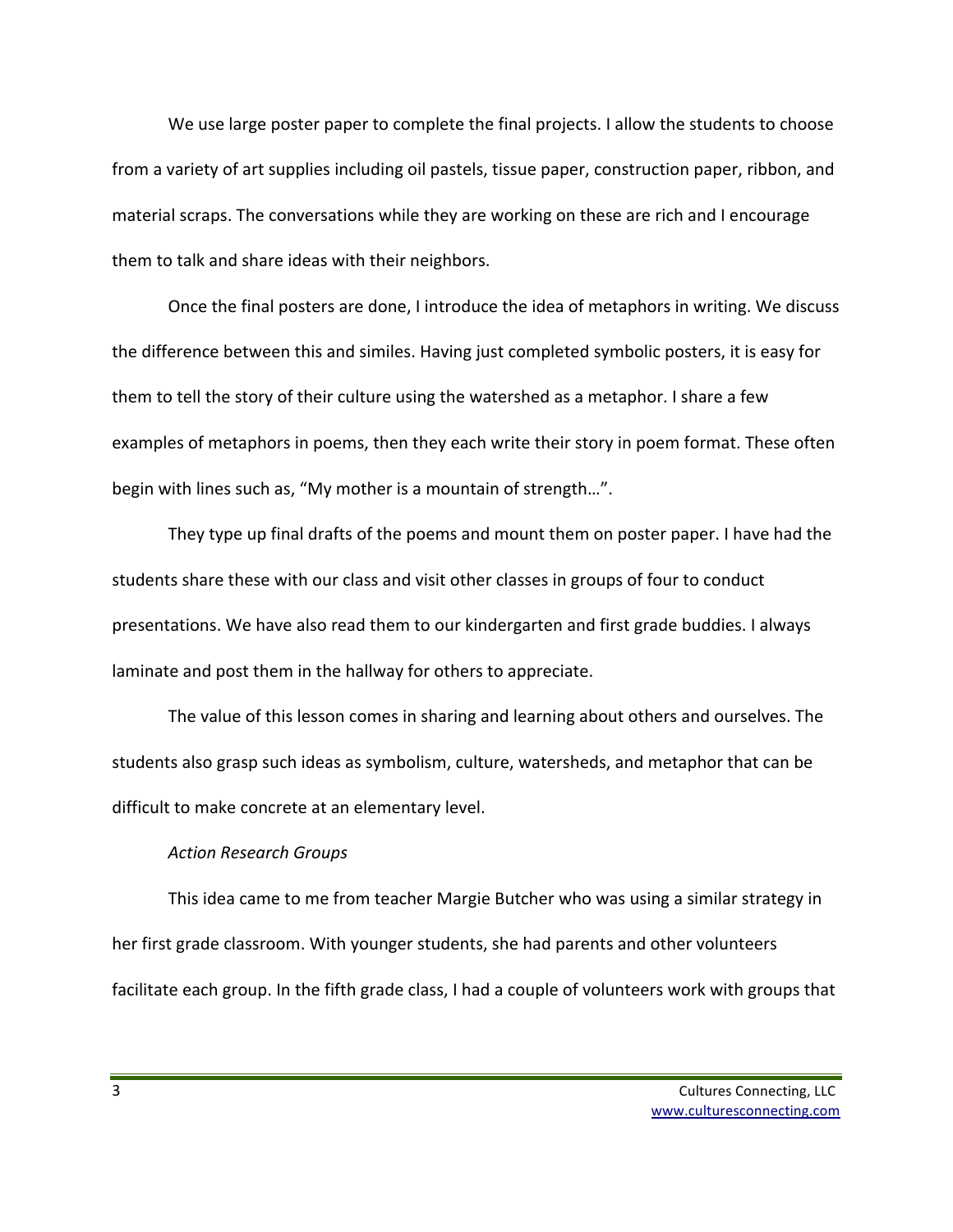We use large poster paper to complete the final projects. I allow the students to choose from a variety of art supplies including oil pastels, tissue paper, construction paper, ribbon, and material scraps. The conversations while they are working on these are rich and I encourage them to talk and share ideas with their neighbors.

Once the final posters are done, I introduce the idea of metaphors in writing. We discuss the difference between this and similes. Having just completed symbolic posters, it is easy for them to tell the story of their culture using the watershed as a metaphor. I share a few examples of metaphors in poems, then they each write their story in poem format. These often begin with lines such as, "My mother is a mountain of strength…".

They type up final drafts of the poems and mount them on poster paper. I have had the students share these with our class and visit other classes in groups of four to conduct presentations. We have also read them to our kindergarten and first grade buddies. I always laminate and post them in the hallway for others to appreciate.

The value of this lesson comes in sharing and learning about others and ourselves. The students also grasp such ideas as symbolism, culture, watersheds, and metaphor that can be difficult to make concrete at an elementary level.

*Action Research Groups*

This idea came to me from teacher Margie Butcher who was using a similar strategy in her first grade classroom. With younger students, she had parents and other volunteers facilitate each group. In the fifth grade class, I had a couple of volunteers work with groups that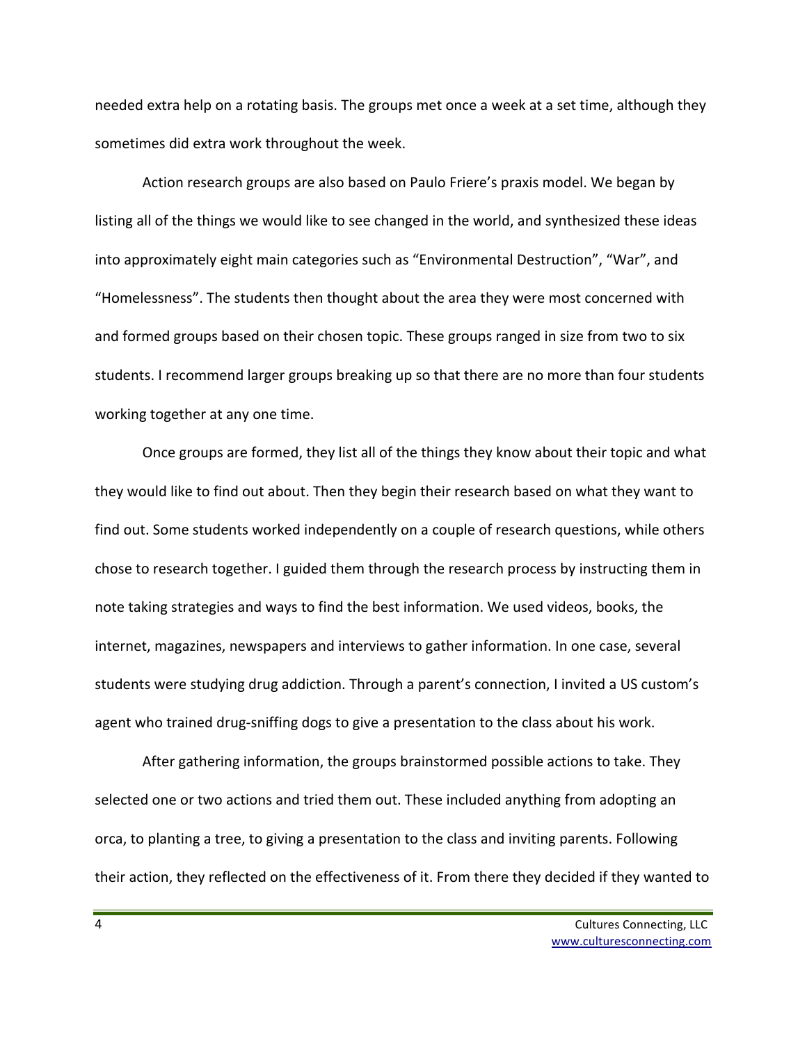needed extra help on a rotating basis. The groups met once a week at a set time, although they sometimes did extra work throughout the week.

Action research groups are also based on Paulo Friere's praxis model. We began by listing all of the things we would like to see changed in the world, and synthesized these ideas into approximately eight main categories such as "Environmental Destruction", "War", and "Homelessness". The students then thought about the area they were most concerned with and formed groups based on their chosen topic. These groups ranged in size from two to six students. I recommend larger groups breaking up so that there are no more than four students working together at any one time.

Once groups are formed, they list all of the things they know about their topic and what they would like to find out about. Then they begin their research based on what they want to find out. Some students worked independently on a couple of research questions, while others chose to research together. I guided them through the research process by instructing them in note taking strategies and ways to find the best information. We used videos, books, the internet, magazines, newspapers and interviews to gather information. In one case, several students were studying drug addiction. Through a parent's connection, I invited a US custom's agent who trained drug-sniffing dogs to give a presentation to the class about his work.

After gathering information, the groups brainstormed possible actions to take. They selected one or two actions and tried them out. These included anything from adopting an orca, to planting a tree, to giving a presentation to the class and inviting parents. Following their action, they reflected on the effectiveness of it. From there they decided if they wanted to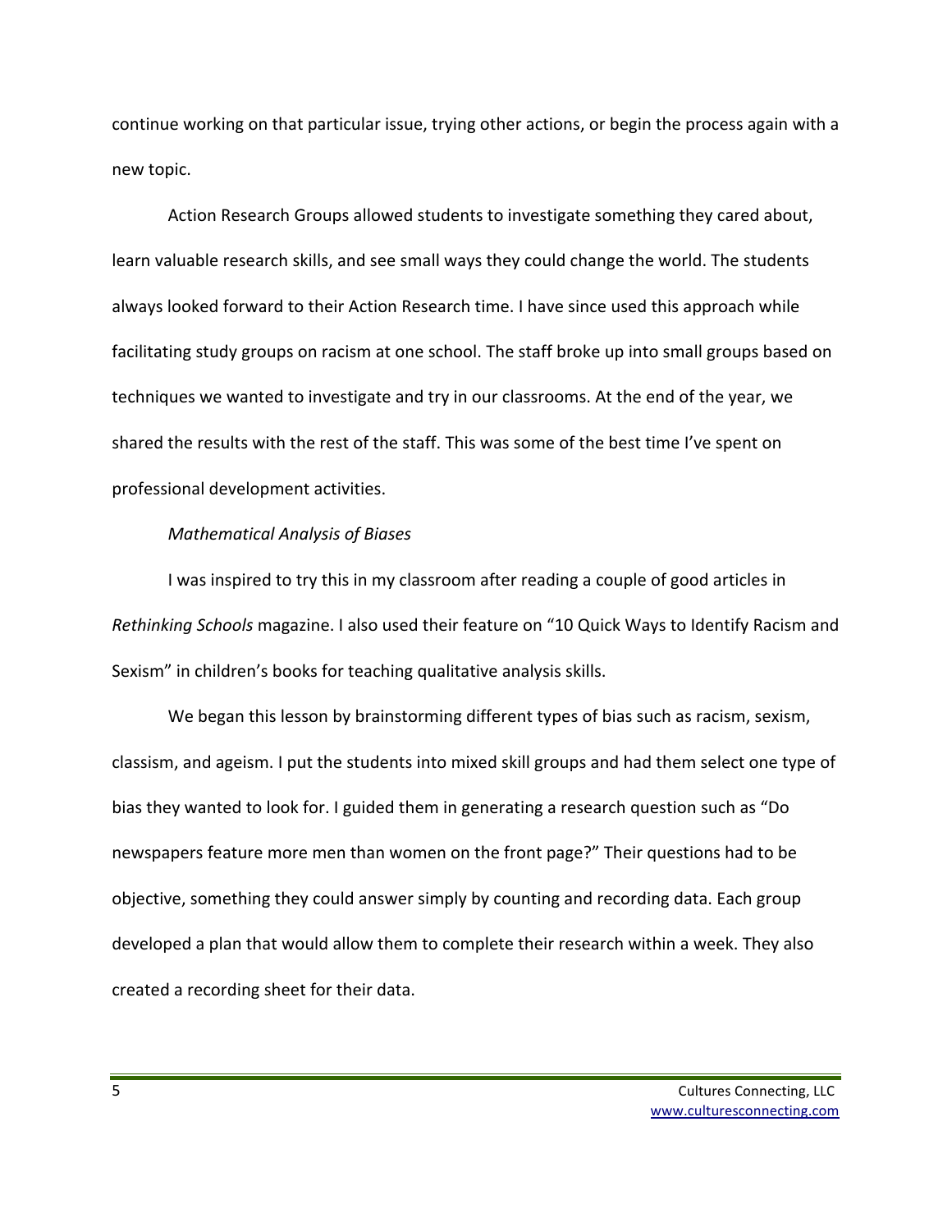continue working on that particular issue, trying other actions, or begin the process again with a new topic.

Action Research Groups allowed students to investigate something they cared about, learn valuable research skills, and see small ways they could change the world. The students always looked forward to their Action Research time. I have since used this approach while facilitating study groups on racism at one school. The staff broke up into small groups based on techniques we wanted to investigate and try in our classrooms. At the end of the year, we shared the results with the rest of the staff. This was some of the best time I've spent on professional development activities.

*Mathematical Analysis of Biases*

I was inspired to try this in my classroom after reading a couple of good articles in *Rethinking Schools* magazine. I also used their feature on "10 Quick Ways to Identify Racism and Sexism" in children's books for teaching qualitative analysis skills.

We began this lesson by brainstorming different types of bias such as racism, sexism, classism, and ageism. I put the students into mixed skill groups and had them select one type of bias they wanted to look for. I guided them in generating a research question such as "Do newspapers feature more men than women on the front page?" Their questions had to be objective, something they could answer simply by counting and recording data. Each group developed a plan that would allow them to complete their research within a week. They also created a recording sheet for their data.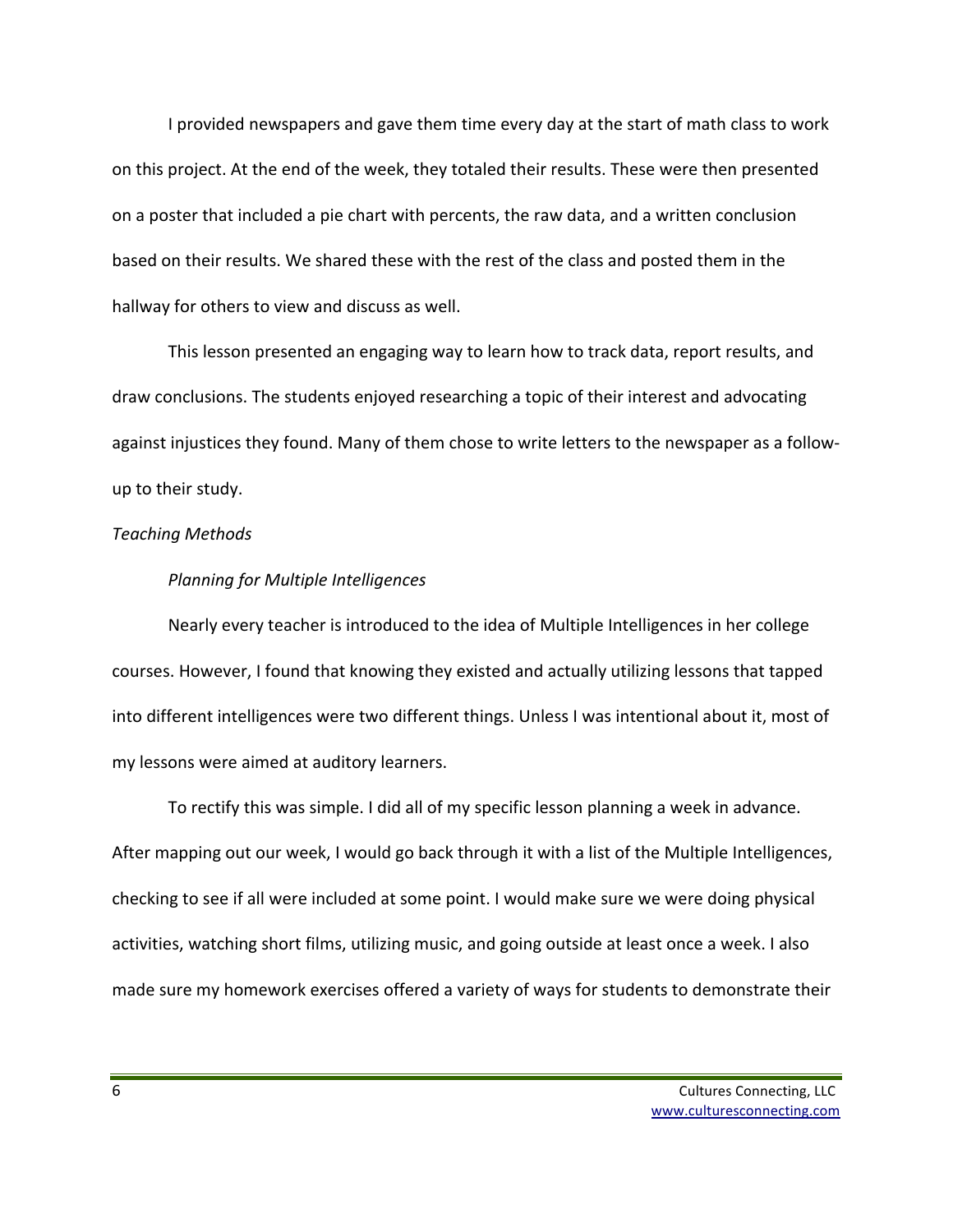I provided newspapers and gave them time every day at the start of math class to work on this project. At the end of the week, they totaled their results. These were then presented on a poster that included a pie chart with percents, the raw data, and a written conclusion based on their results. We shared these with the rest of the class and posted them in the hallway for others to view and discuss as well.

This lesson presented an engaging way to learn how to track data, report results, and draw conclusions. The students enjoyed researching a topic of their interest and advocating against injustices they found. Many of them chose to write letters to the newspaper as a follow-up to their study.

*Teaching Methods*

*Planning for Multiple Intelligences*

Nearly every teacher is introduced to the idea of Multiple Intelligences in her college courses. However, I found that knowing they existed and actually utilizing lessons that tapped into different intelligences were two different things. Unless I was intentional about it, most of my lessons were aimed at auditory learners.

To rectify this was simple. I did all of my specific lesson planning a week in advance. After mapping out our week, I would go back through it with a list of the Multiple Intelligences, checking to see if all were included at some point. I would make sure we were doing physical activities, watching short films, utilizing music, and going outside at least once a week. I also made sure my homework exercises offered a variety of ways for students to demonstrate their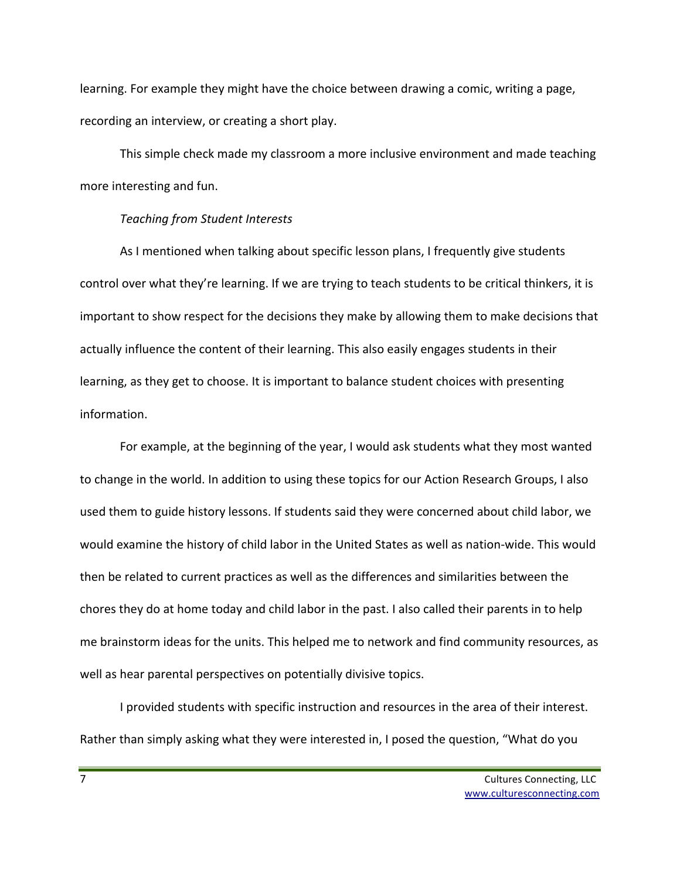learning. For example they might have the choice between drawing a comic, writing a page, recording an interview, or creating a short play.

This simple check made my classroom a more inclusive environment and made teaching more interesting and fun.

*Teaching from Student Interests*

As I mentioned when talking about specific lesson plans, I frequently give students control over what they're learning. If we are trying to teach students to be critical thinkers, it is important to show respect for the decisions they make by allowing them to make decisions that actually influence the content of their learning. This also easily engages students in their learning, as they get to choose. It is important to balance student choices with presenting information.

For example, at the beginning of the year, I would ask students what they most wanted to change in the world. In addition to using these topics for our Action Research Groups, I also used them to guide history lessons. If students said they were concerned about child labor, we would examine the history of child labor in the United States as well as nation-wide. This would then be related to current practices as well as the differences and similarities between the chores they do at home today and child labor in the past. I also called their parents in to help me brainstorm ideas for the units. This helped me to network and find community resources, as well as hear parental perspectives on potentially divisive topics.

I provided students with specific instruction and resources in the area of their interest. Rather than simply asking what they were interested in, I posed the question, "What do you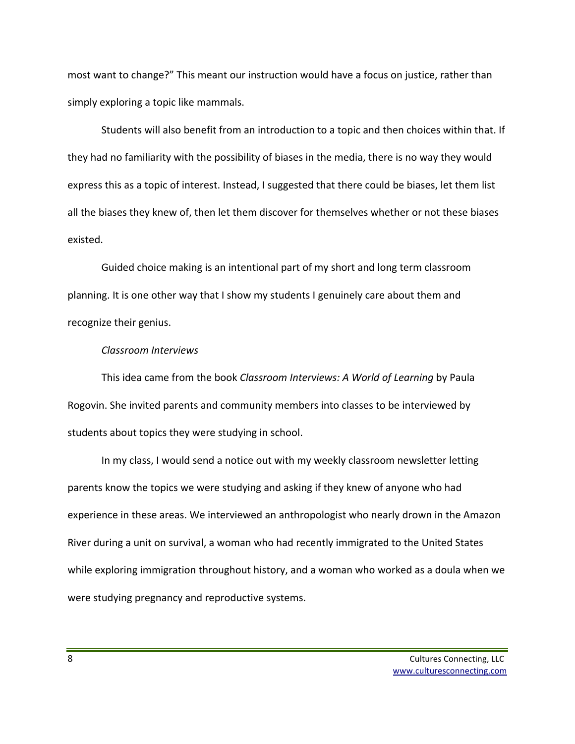most want to change?" This meant our instruction would have a focus on justice, rather than simply exploring a topic like mammals.

Students will also benefit from an introduction to a topic and then choices within that. If they had no familiarity with the possibility of biases in the media, there is no way they would express this as a topic of interest. Instead, I suggested that there could be biases, let them list all the biases they knew of, then let them discover for themselves whether or not these biases existed.

Guided choice making is an intentional part of my short and long term classroom planning. It is one other way that I show my students I genuinely care about them and recognize their genius.

*Classroom Interviews*

This idea came from the book *Classroom Interviews: A World of Learning* by Paula Rogovin. She invited parents and community members into classes to be interviewed by students about topics they were studying in school.

In my class, I would send a notice out with my weekly classroom newsletter letting parents know the topics we were studying and asking if they knew of anyone who had experience in these areas. We interviewed an anthropologist who nearly drown in the Amazon River during a unit on survival, a woman who had recently immigrated to the United States while exploring immigration throughout history, and a woman who worked as a doula when we were studying pregnancy and reproductive systems.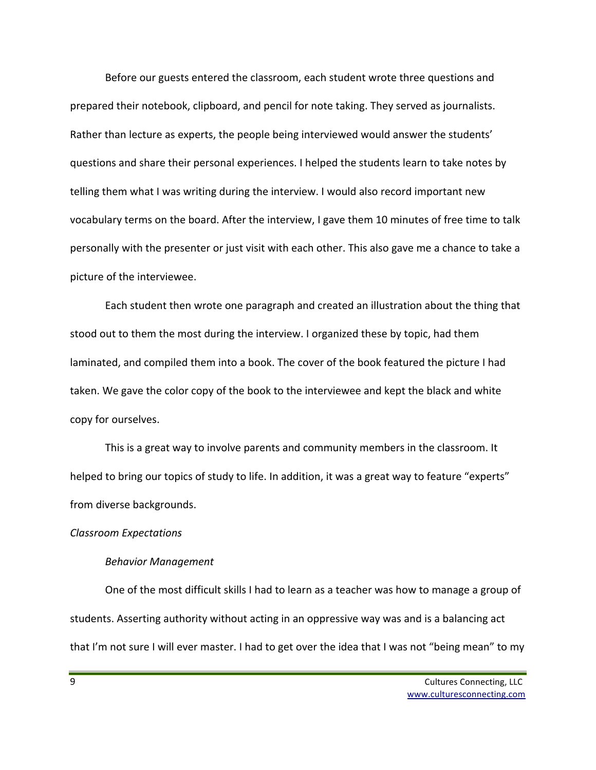Before our guests entered the classroom, each student wrote three questions and prepared their notebook, clipboard, and pencil for note taking. They served as journalists. Rather than lecture as experts, the people being interviewed would answer the students' questions and share their personal experiences. I helped the students learn to take notes by telling them what I was writing during the interview. I would also record important new vocabulary terms on the board. After the interview, I gave them 10 minutes of free time to talk personally with the presenter or just visit with each other. This also gave me a chance to take a picture of the interviewee.

Each student then wrote one paragraph and created an illustration about the thing that stood out to them the most during the interview. I organized these by topic, had them laminated, and compiled them into a book. The cover of the book featured the picture I had taken. We gave the color copy of the book to the interviewee and kept the black and white copy for ourselves.

This is a great way to involve parents and community members in the classroom. It helped to bring our topics of study to life. In addition, it was a great way to feature "experts" from diverse backgrounds.

*Classroom Expectations*

*Behavior Management*

One of the most difficult skills I had to learn as a teacher was how to manage a group of students. Asserting authority without acting in an oppressive way was and is a balancing act that I'm not sure I will ever master. I had to get over the idea that I was not "being mean" to my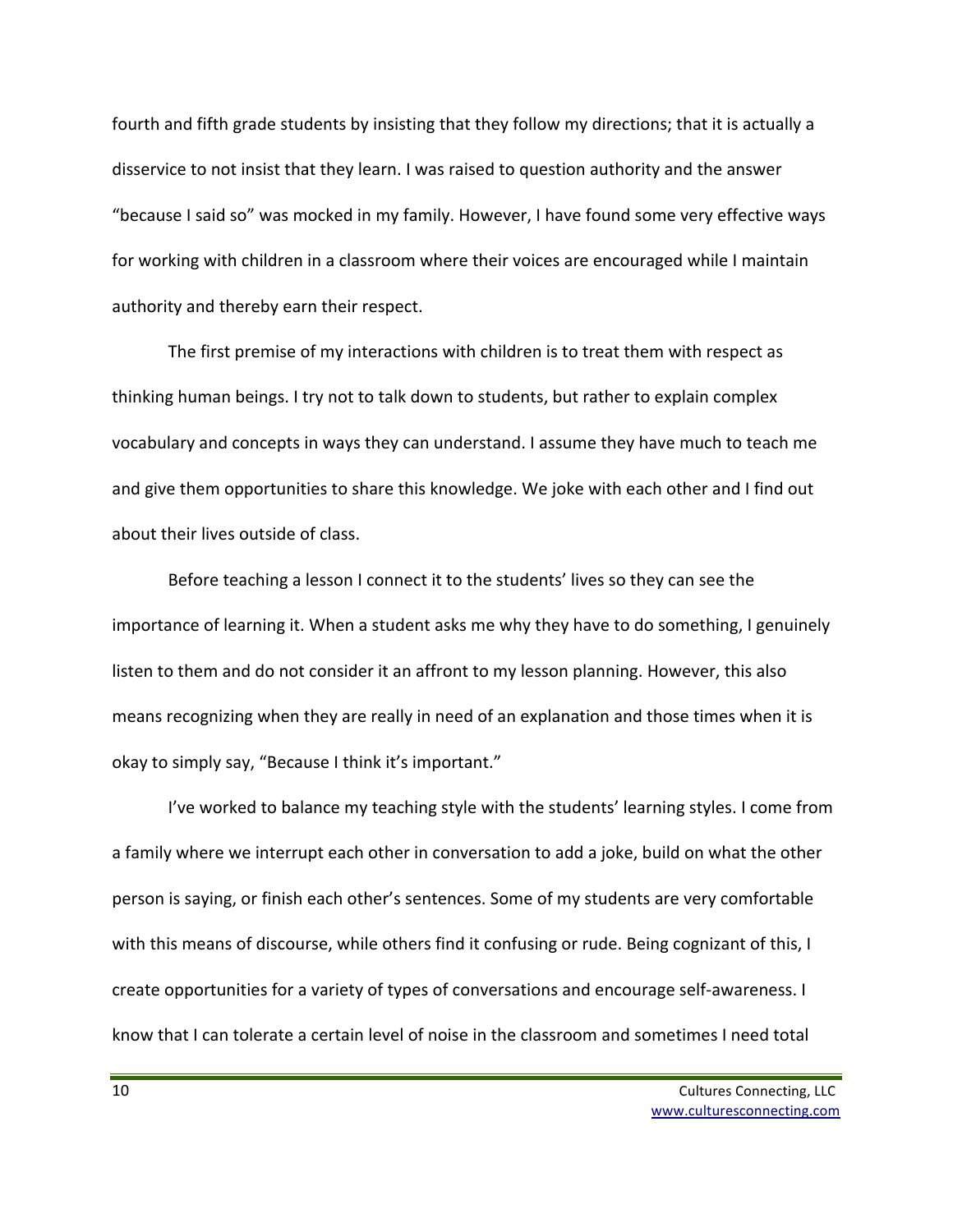fourth and fifth grade students by insisting that they follow my directions; that it is actually a disservice to not insist that they learn. I was raised to question authority and the answer "because I said so" was mocked in my family. However, I have found some very effective ways for working with children in a classroom where their voices are encouraged while I maintain authority and thereby earn their respect.

The first premise of my interactions with children is to treat them with respect as thinking human beings. I try not to talk down to students, but rather to explain complex vocabulary and concepts in ways they can understand. I assume they have much to teach me and give them opportunities to share this knowledge. We joke with each other and I find out about their lives outside of class.

Before teaching a lesson I connect it to the students' lives so they can see the importance of learning it. When a student asks me why they have to do something, I genuinely listen to them and do not consider it an affront to my lesson planning. However, this also means recognizing when they are really in need of an explanation and those times when it is okay to simply say, "Because I think it's important."

I've worked to balance my teaching style with the students' learning styles. I come from a family where we interrupt each other in conversation to add a joke, build on what the other person is saying, or finish each other's sentences. Some of my students are very comfortable with this means of discourse, while others find it confusing or rude. Being cognizant of this, I create opportunities for a variety of types of conversations and encourage self-awareness. I know that I can tolerate a certain level of noise in the classroom and sometimes I need total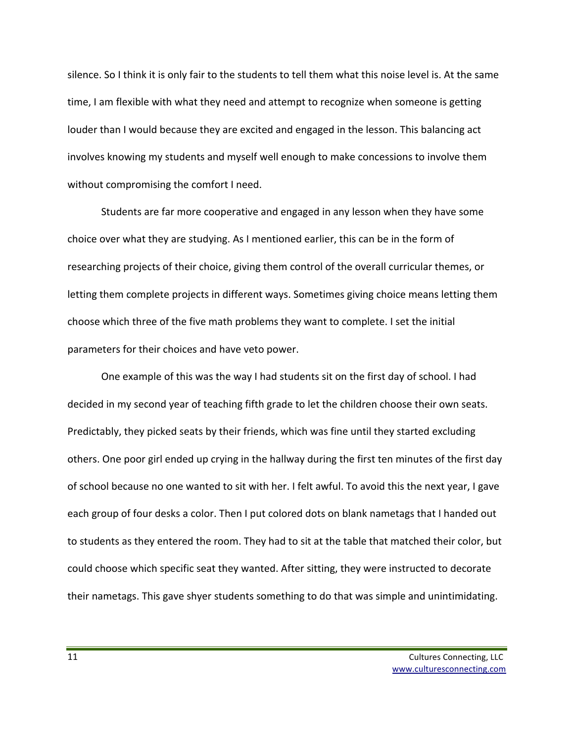silence. So I think it is only fair to the students to tell them what this noise level is. At the same time, I am flexible with what they need and attempt to recognize when someone is getting louder than I would because they are excited and engaged in the lesson. This balancing act involves knowing my students and myself well enough to make concessions to involve them without compromising the comfort I need.

Students are far more cooperative and engaged in any lesson when they have some choice over what they are studying. As I mentioned earlier, this can be in the form of researching projects of their choice, giving them control of the overall curricular themes, or letting them complete projects in different ways. Sometimes giving choice means letting them choose which three of the five math problems they want to complete. I set the initial parameters for their choices and have veto power.

One example of this was the way I had students sit on the first day of school. I had decided in my second year of teaching fifth grade to let the children choose their own seats. Predictably, they picked seats by their friends, which was fine until they started excluding others. One poor girl ended up crying in the hallway during the first ten minutes of the first day of school because no one wanted to sit with her. I felt awful. To avoid this the next year, I gave each group of four desks a color. Then I put colored dots on blank nametags that I handed out to students as they entered the room. They had to sit at the table that matched their color, but could choose which specific seat they wanted. After sitting, they were instructed to decorate their nametags. This gave shyer students something to do that was simple and unintimidating.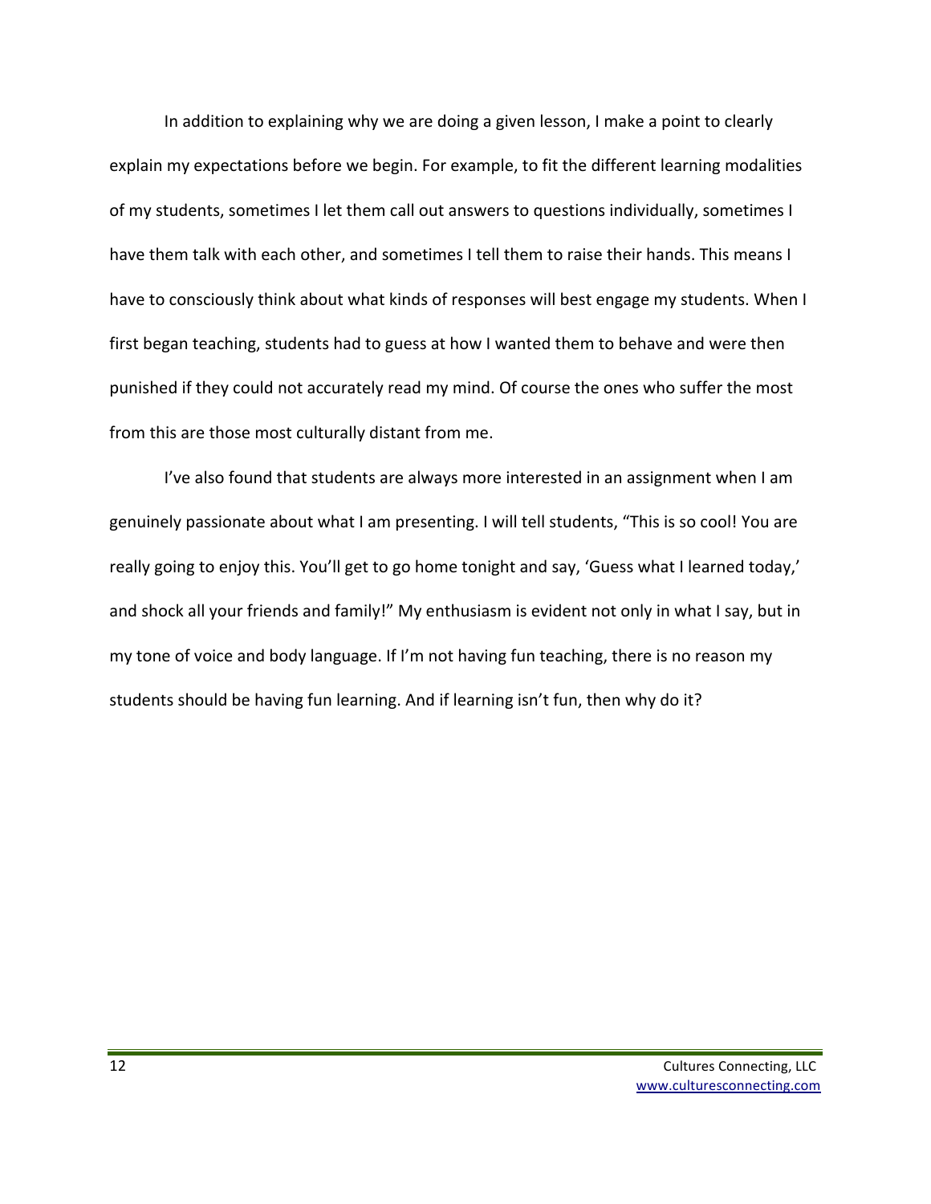In addition to explaining why we are doing a given lesson, I make a point to clearly explain my expectations before we begin. For example, to fit the different learning modalities of my students, sometimes I let them call out answers to questions individually, sometimes I have them talk with each other, and sometimes I tell them to raise their hands. This means I have to consciously think about what kinds of responses will best engage my students. When I first began teaching, students had to guess at how I wanted them to behave and were then punished if they could not accurately read my mind. Of course the ones who suffer the most from this are those most culturally distant from me.

I've also found that students are always more interested in an assignment when I am genuinely passionate about what I am presenting. I will tell students, "This is so cool! You are really going to enjoy this. You'll get to go home tonight and say, 'Guess what I learned today,' and shock all your friends and family!" My enthusiasm is evident not only in what I say, but in my tone of voice and body language. If I'm not having fun teaching, there is no reason my students should be having fun learning. And if learning isn't fun, then why do it?